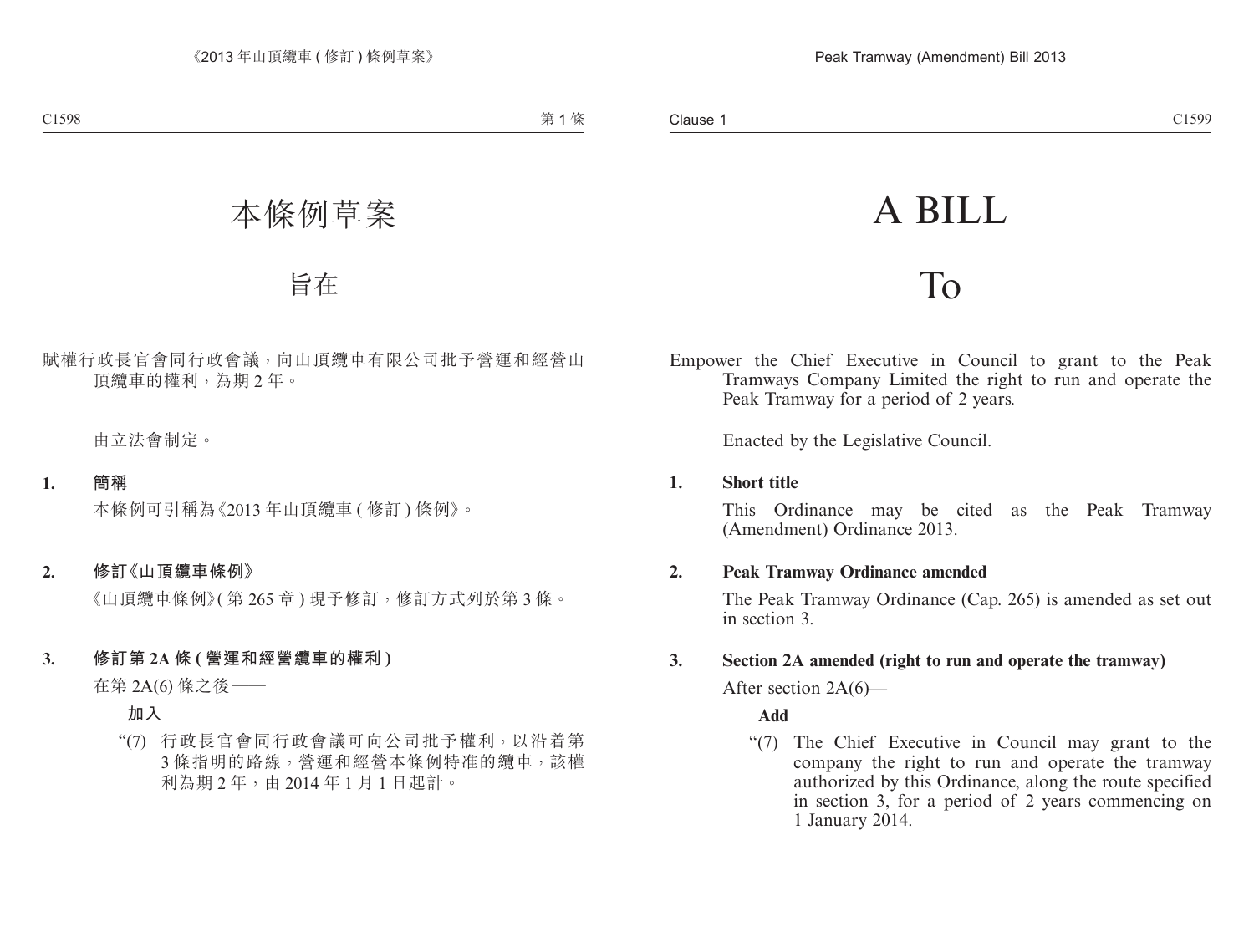# 本條例草案

## 旨在

賦權行政長官會同行政會議，向山頂纜車有限公司批予營運和經營山頂纜車的權利，為期 2 年。

由立法會制定。

**1. 簡稱**

本條例可引稱為《2013 年山頂纜車 (修訂) 條例》。

**2. 修訂《山頂纜車條例》**

《山頂纜車條例》(第 265 章) 現予修訂，修訂方式列於第 3 條。

**3. 修訂第 2A 條 (營運和經營纜車的權利)**

在第 2A(6) 條之後——

**加入**

"(7) 行政長官會同行政會議可向公司批予權利，以沿着第 3 條指明的路線，營運和經營本條例特准的纜車，該權利為期 2 年，由 2014 年 1 月 1 日起計。

# A BILL

## To

Empower the Chief Executive in Council to grant to the Peak Tramways Company Limited the right to run and operate the Peak Tramway for a period of 2 years.

Enacted by the Legislative Council.

**1. Short title**

This Ordinance may be cited as the Peak Tramway (Amendment) Ordinance 2013.

**2. Peak Tramway Ordinance amended**

The Peak Tramway Ordinance (Cap. 265) is amended as set out in section 3.

**3. Section 2A amended (right to run and operate the tramway)**

After section 2A(6)—

**Add**

"(7) The Chief Executive in Council may grant to the company the right to run and operate the tramway authorized by this Ordinance, along the route specified in section 3, for a period of 2 years commencing on 1 January 2014.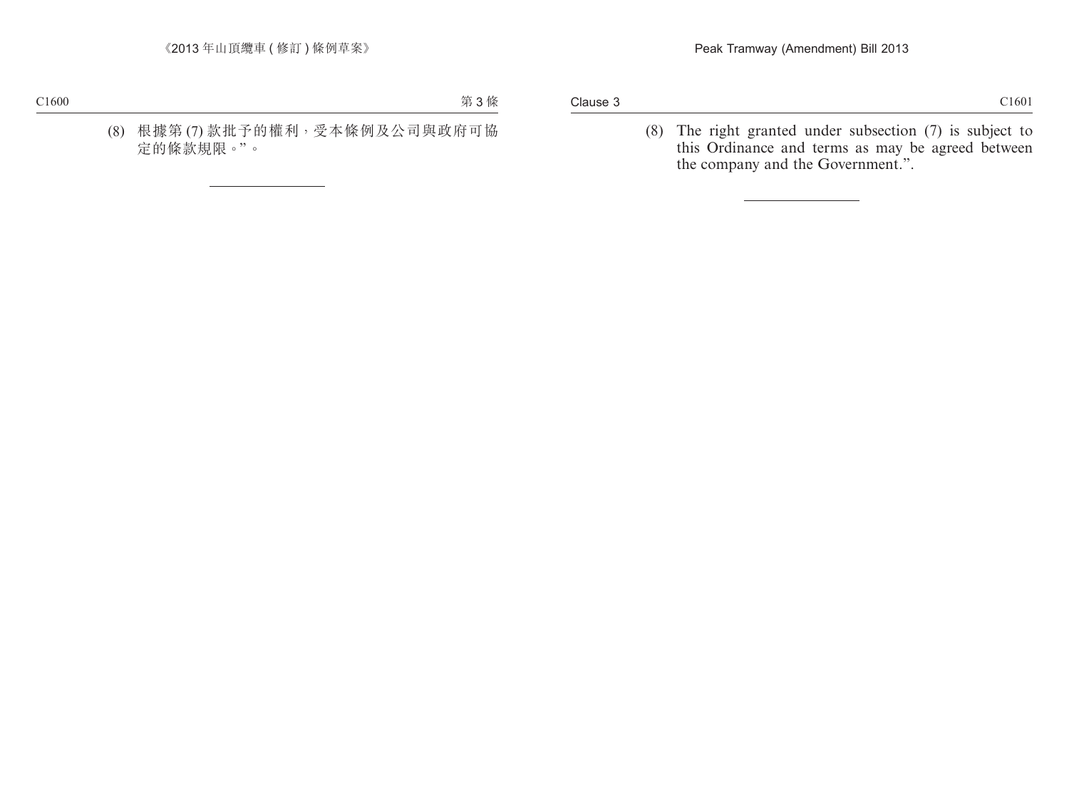(8) 根據第 (7) 款批予的權利，受本條例及公司與政府可協定的條款規限。”。

(8) The right granted under subsection (7) is subject to this Ordinance and terms as may be agreed between the company and the Government.”.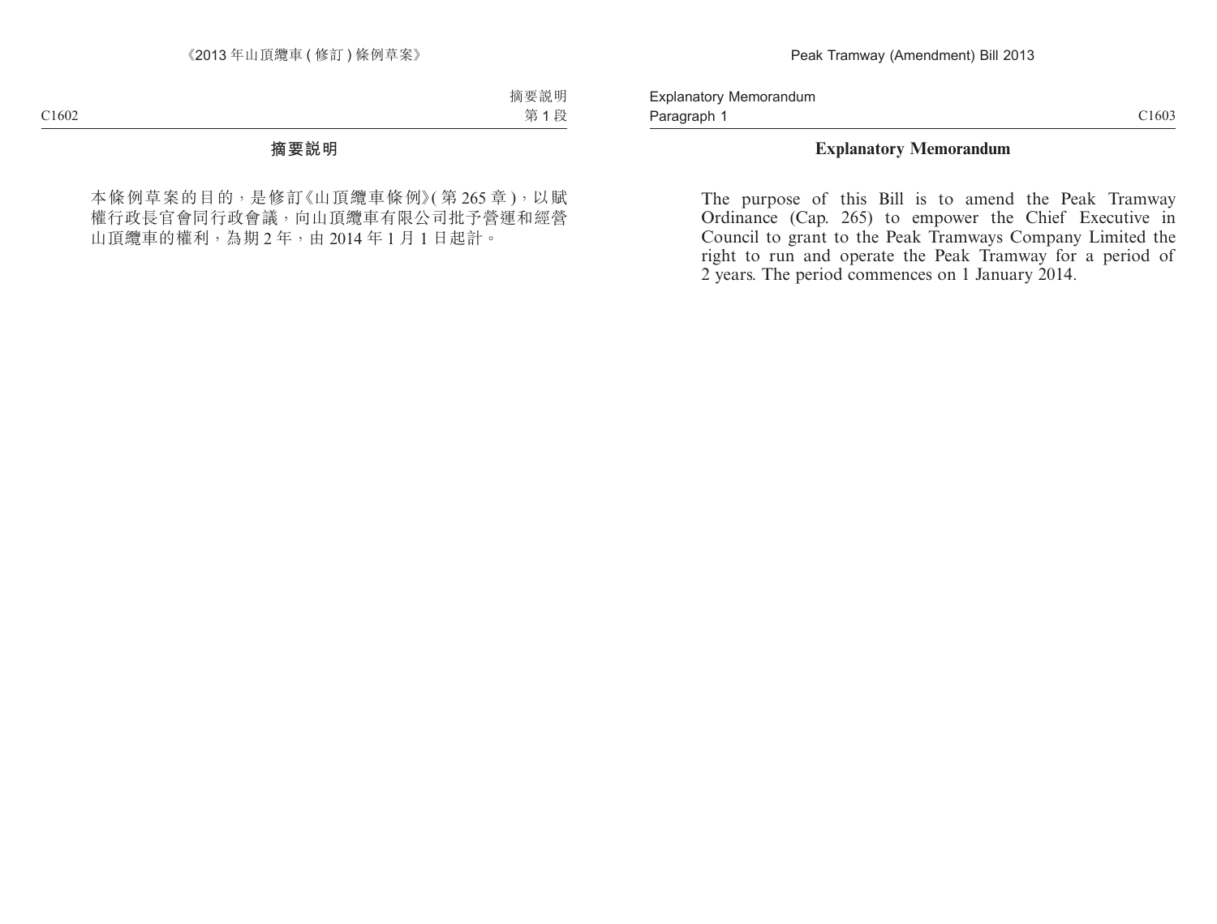## 摘要說明

本條例草案的目的，是修訂《山頂纜車條例》(第 265 章)，以賦權行政長官會同行政會議，向山頂纜車有限公司批予營運和經營山頂纜車的權利，為期 2 年，由 2014 年 1 月 1 日起計。

## Explanatory Memorandum

The purpose of this Bill is to amend the Peak Tramway Ordinance (Cap. 265) to empower the Chief Executive in Council to grant to the Peak Tramways Company Limited the right to run and operate the Peak Tramway for a period of 2 years. The period commences on 1 January 2014.